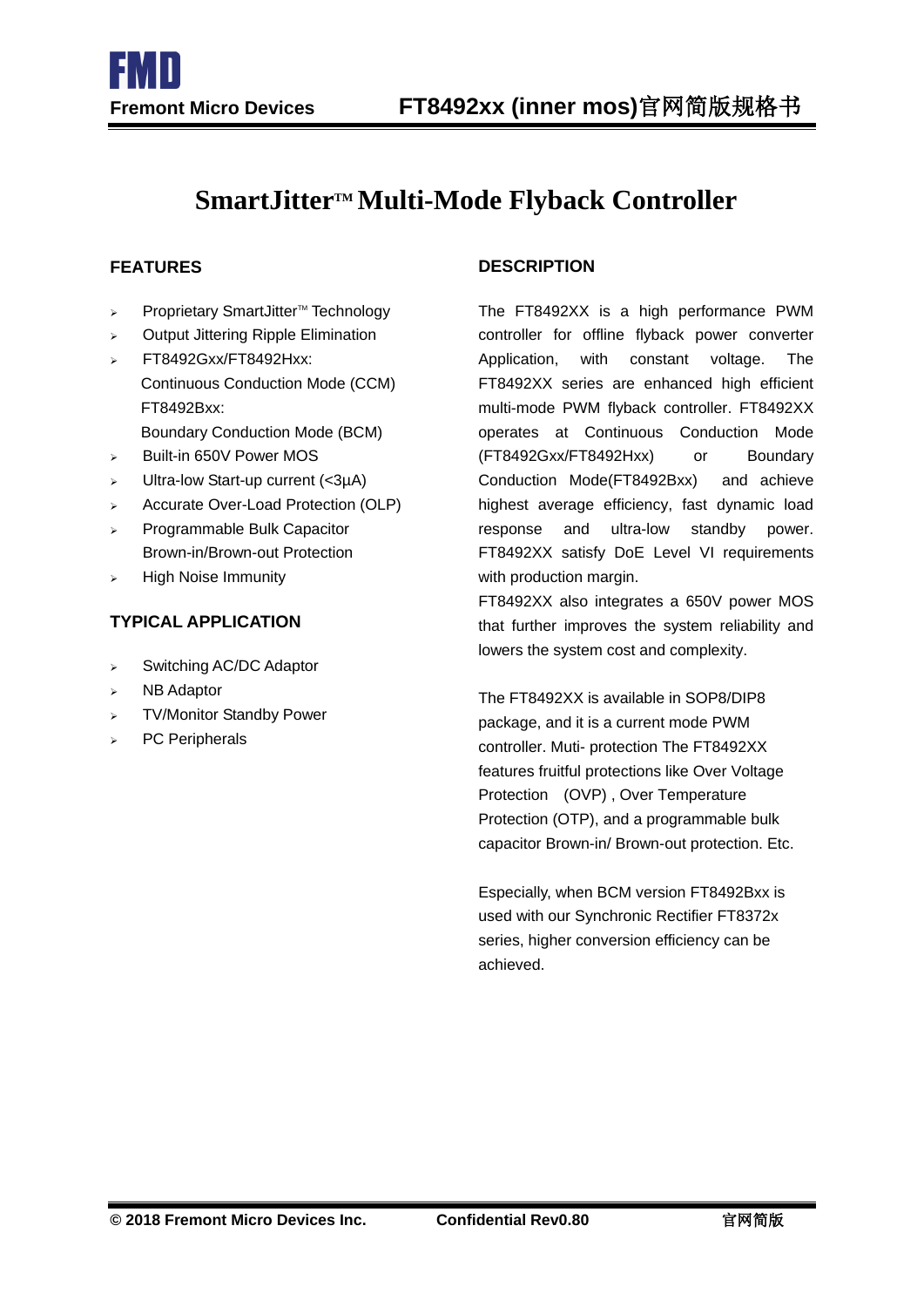# SmartJitter™ Multi-Mode Flyback Controller

## FEATURES

- Proprietary SmartJitter™ Technology
- Output Jittering Ripple Elimination
- FT8492Gxx/FT8492Hxx:
  Continuous Conduction Mode (CCM)
  FT8492Bxx:
  Boundary Conduction Mode (BCM)
- Built-in 650V Power MOS
- Ultra-low Start-up current (<3µA)
- Accurate Over-Load Protection (OLP)
- Programmable Bulk Capacitor Brown-in/Brown-out Protection
- High Noise Immunity

## TYPICAL APPLICATION

- Switching AC/DC Adaptor
- NB Adaptor
- TV/Monitor Standby Power
- PC Peripherals

## DESCRIPTION

The FT8492XX is a high performance PWM controller for offline flyback power converter Application, with constant voltage. The FT8492XX series are enhanced high efficient multi-mode PWM flyback controller. FT8492XX operates at Continuous Conduction Mode (FT8492Gxx/FT8492Hxx) or Boundary Conduction Mode(FT8492Bxx) and achieve highest average efficiency, fast dynamic load response and ultra-low standby power. FT8492XX satisfy DoE Level VI requirements with production margin.

FT8492XX also integrates a 650V power MOS that further improves the system reliability and lowers the system cost and complexity.

The FT8492XX is available in SOP8/DIP8 package, and it is a current mode PWM controller. Muti- protection The FT8492XX features fruitful protections like Over Voltage Protection (OVP) , Over Temperature Protection (OTP), and a programmable bulk capacitor Brown-in/ Brown-out protection. Etc.

Especially, when BCM version FT8492Bxx is used with our Synchronic Rectifier FT8372x series, higher conversion efficiency can be achieved.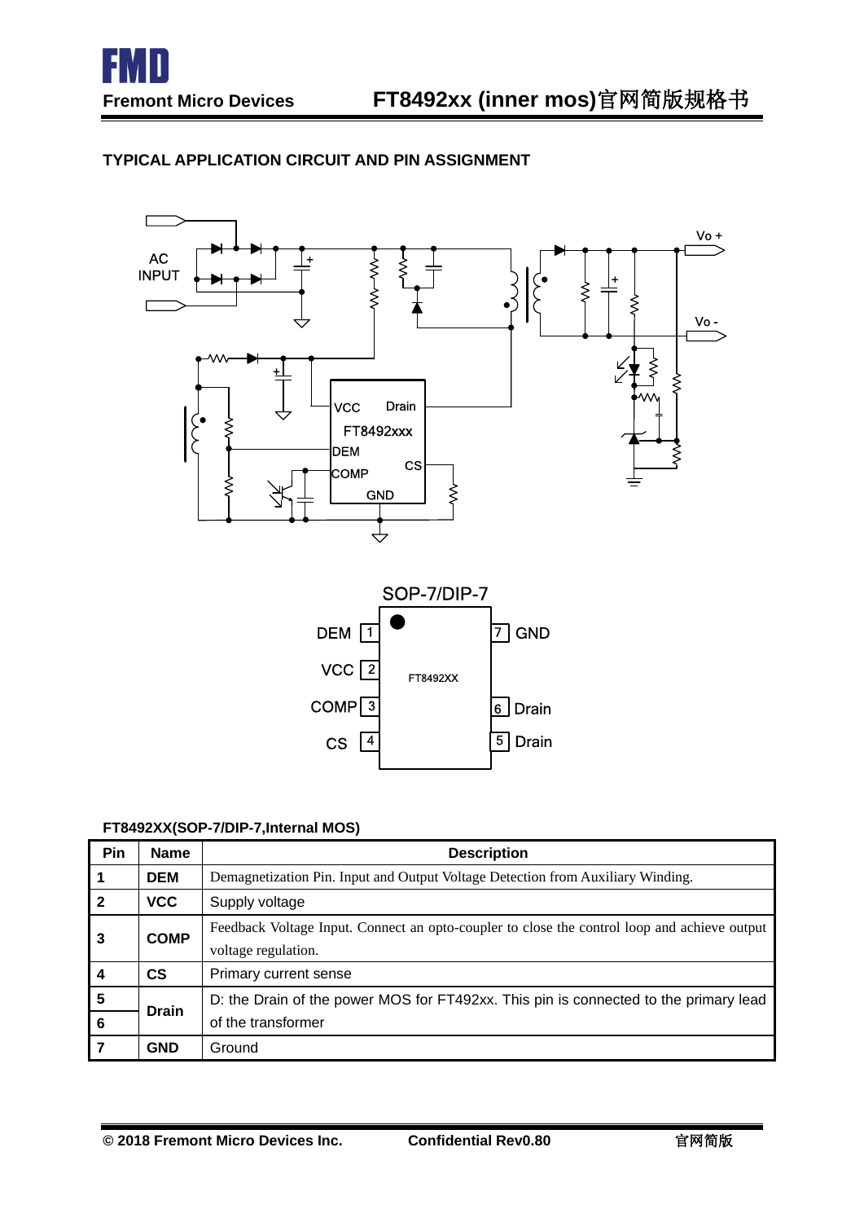## TYPICAL APPLICATION CIRCUIT AND PIN ASSIGNMENT

AC INPUT

Vo +

Vo -

VCC Drain

FT8492xxx

DEM

COMP

CS

GND

SOP-7/DIP-7

DEM 1

VCC 2

COMP 3

CS 4

7 GND

6 Drain

5 Drain

FT8492XX

**FT8492XX(SOP-7/DIP-7,Internal MOS)**

| Pin | Name | Description |
|---|---|---|
| 1 | DEM | Demagnetization Pin. Input and Output Voltage Detection from Auxiliary Winding. |
| 2 | VCC | Supply voltage |
| 3 | COMP | Feedback Voltage Input. Connect an opto-coupler to close the control loop and achieve output voltage regulation. |
| 4 | CS | Primary current sense |
| 5 | Drain | D: the Drain of the power MOS for FT492xx. This pin is connected to the primary lead of the transformer |
| 6 | | |
| 7 | GND | Ground |